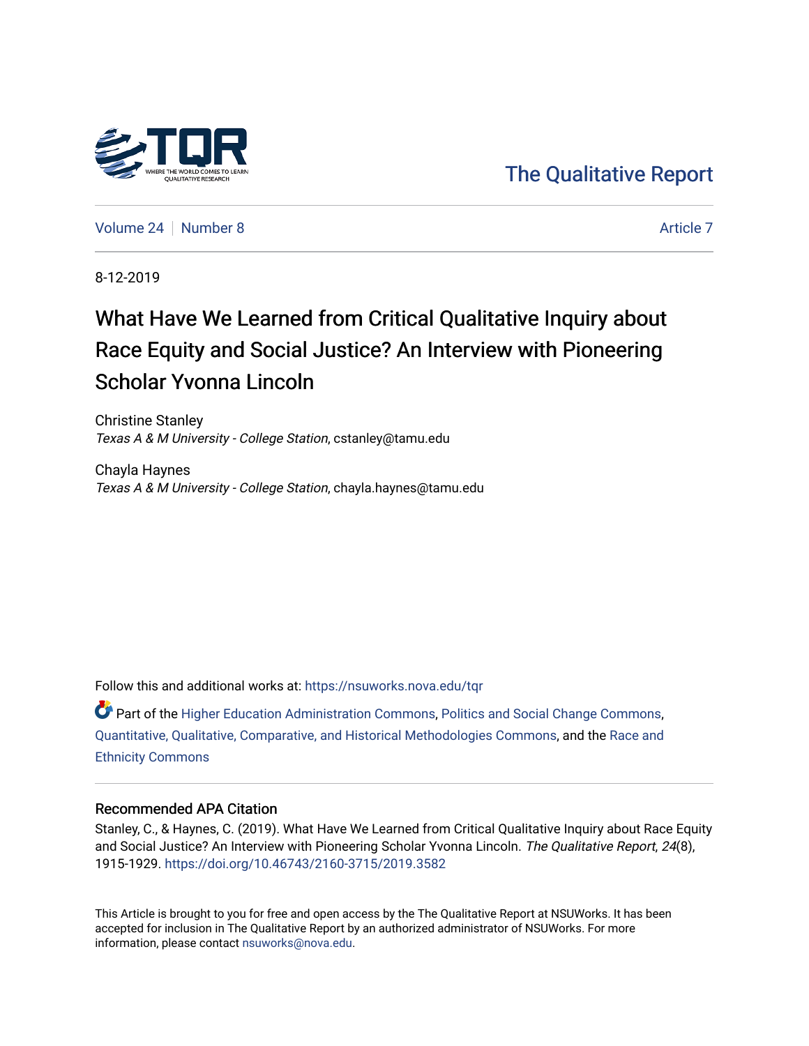The Qualitative Report

Volume 24 | Number 8

Article 7

8-12-2019

# What Have We Learned from Critical Qualitative Inquiry about Race Equity and Social Justice? An Interview with Pioneering Scholar Yvonna Lincoln

Christine Stanley
*Texas A & M University - College Station*, cstanley@tamu.edu

Chayla Haynes
*Texas A & M University - College Station*, chayla.haynes@tamu.edu

Follow this and additional works at: https://nsuworks.nova.edu/tqr

Part of the Higher Education Administration Commons, Politics and Social Change Commons, Quantitative, Qualitative, Comparative, and Historical Methodologies Commons, and the Race and Ethnicity Commons

## Recommended APA Citation

Stanley, C., & Haynes, C. (2019). What Have We Learned from Critical Qualitative Inquiry about Race Equity and Social Justice? An Interview with Pioneering Scholar Yvonna Lincoln. *The Qualitative Report*, *24*(8), 1915-1929. https://doi.org/10.46743/2160-3715/2019.3582

This Article is brought to you for free and open access by the The Qualitative Report at NSUWorks. It has been accepted for inclusion in The Qualitative Report by an authorized administrator of NSUWorks. For more information, please contact nsuworks@nova.edu.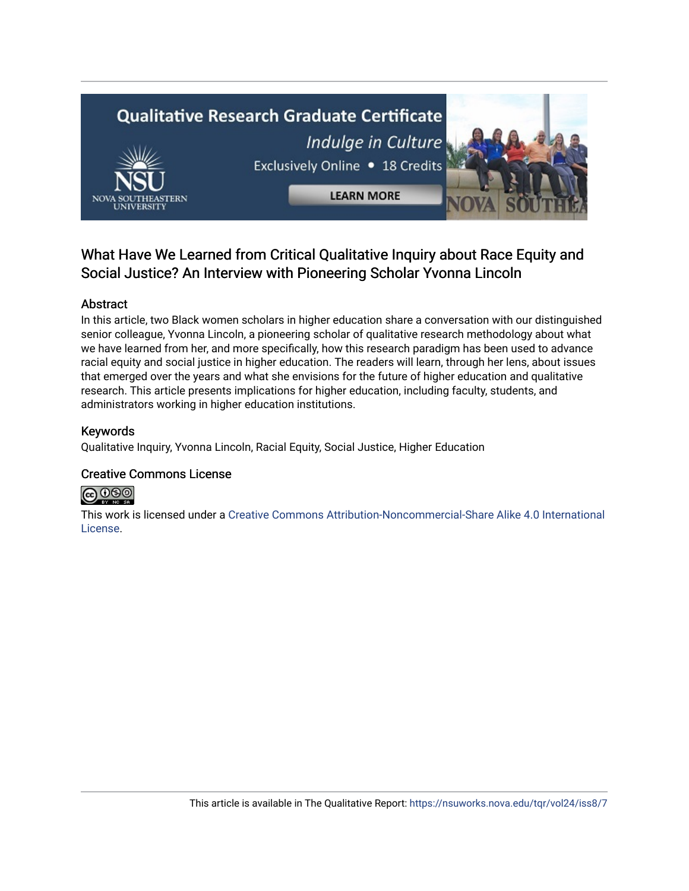# What Have We Learned from Critical Qualitative Inquiry about Race Equity and Social Justice? An Interview with Pioneering Scholar Yvonna Lincoln

## Abstract

In this article, two Black women scholars in higher education share a conversation with our distinguished senior colleague, Yvonna Lincoln, a pioneering scholar of qualitative research methodology about what we have learned from her, and more specifically, how this research paradigm has been used to advance racial equity and social justice in higher education. The readers will learn, through her lens, about issues that emerged over the years and what she envisions for the future of higher education and qualitative research. This article presents implications for higher education, including faculty, students, and administrators working in higher education institutions.

## Keywords

Qualitative Inquiry, Yvonna Lincoln, Racial Equity, Social Justice, Higher Education

## Creative Commons License

This work is licensed under a Creative Commons Attribution-Noncommercial-Share Alike 4.0 International License.

This article is available in The Qualitative Report: https://nsuworks.nova.edu/tqr/vol24/iss8/7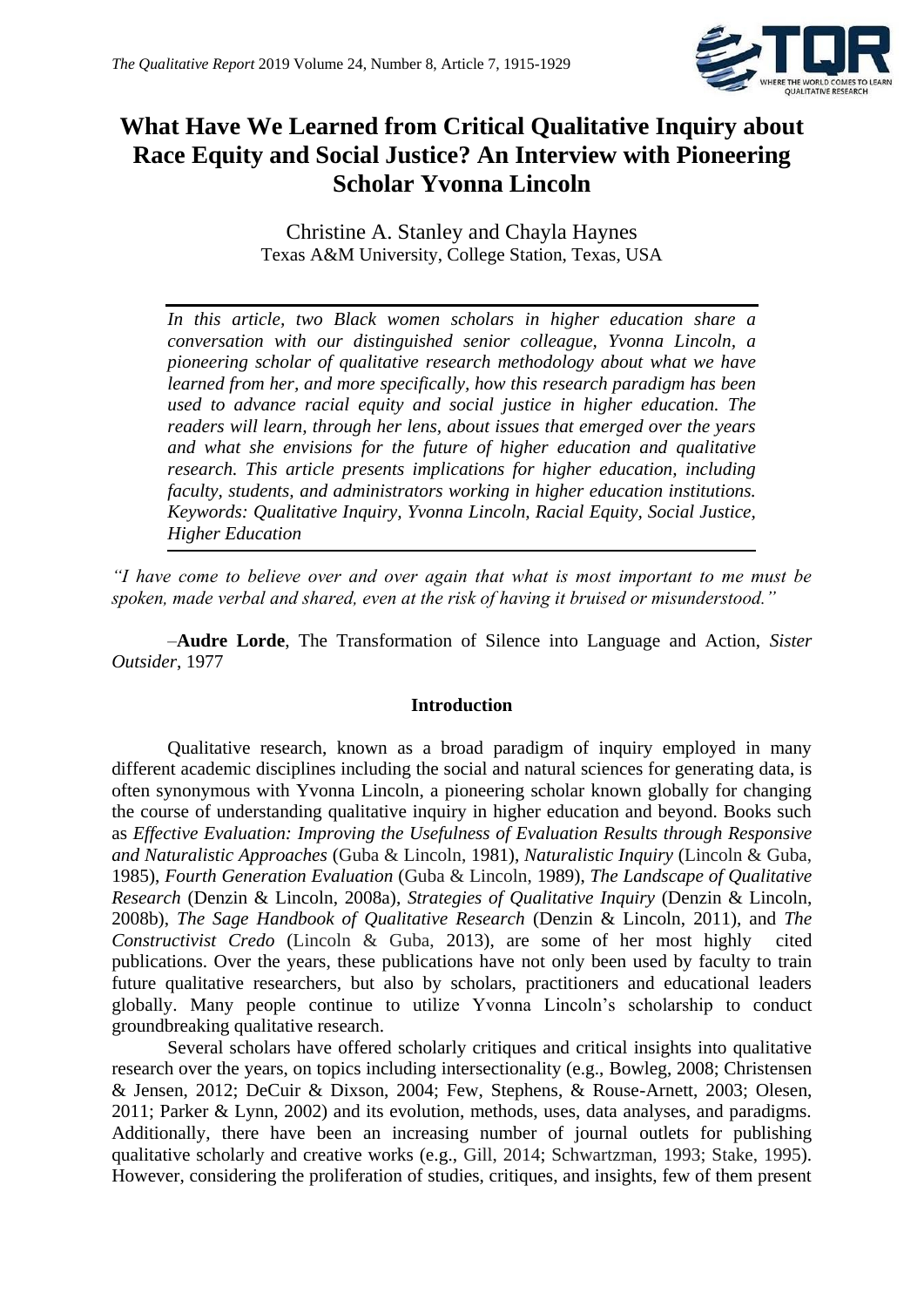# What Have We Learned from Critical Qualitative Inquiry about Race Equity and Social Justice? An Interview with Pioneering Scholar Yvonna Lincoln

Christine A. Stanley and Chayla Haynes
Texas A&M University, College Station, Texas, USA

*In this article, two Black women scholars in higher education share a conversation with our distinguished senior colleague, Yvonna Lincoln, a pioneering scholar of qualitative research methodology about what we have learned from her, and more specifically, how this research paradigm has been used to advance racial equity and social justice in higher education. The readers will learn, through her lens, about issues that emerged over the years and what she envisions for the future of higher education and qualitative research. This article presents implications for higher education, including faculty, students, and administrators working in higher education institutions. Keywords: Qualitative Inquiry, Yvonna Lincoln, Racial Equity, Social Justice, Higher Education*

*"I have come to believe over and over again that what is most important to me must be spoken, made verbal and shared, even at the risk of having it bruised or misunderstood."*

–**Audre Lorde**, The Transformation of Silence into Language and Action, *Sister Outsider*, 1977

## Introduction

Qualitative research, known as a broad paradigm of inquiry employed in many different academic disciplines including the social and natural sciences for generating data, is often synonymous with Yvonna Lincoln, a pioneering scholar known globally for changing the course of understanding qualitative inquiry in higher education and beyond. Books such as *Effective Evaluation: Improving the Usefulness of Evaluation Results through Responsive and Naturalistic Approaches* (Guba & Lincoln, 1981), *Naturalistic Inquiry* (Lincoln & Guba, 1985), *Fourth Generation Evaluation* (Guba & Lincoln, 1989), *The Landscape of Qualitative Research* (Denzin & Lincoln, 2008a), *Strategies of Qualitative Inquiry* (Denzin & Lincoln, 2008b), *The Sage Handbook of Qualitative Research* (Denzin & Lincoln, 2011), and *The Constructivist Credo* (Lincoln & Guba, 2013), are some of her most highly cited publications. Over the years, these publications have not only been used by faculty to train future qualitative researchers, but also by scholars, practitioners and educational leaders globally. Many people continue to utilize Yvonna Lincoln's scholarship to conduct groundbreaking qualitative research.

Several scholars have offered scholarly critiques and critical insights into qualitative research over the years, on topics including intersectionality (e.g., Bowleg, 2008; Christensen & Jensen, 2012; DeCuir & Dixson, 2004; Few, Stephens, & Rouse-Arnett, 2003; Olesen, 2011; Parker & Lynn, 2002) and its evolution, methods, uses, data analyses, and paradigms. Additionally, there have been an increasing number of journal outlets for publishing qualitative scholarly and creative works (e.g., Gill, 2014; Schwartzman, 1993; Stake, 1995). However, considering the proliferation of studies, critiques, and insights, few of them present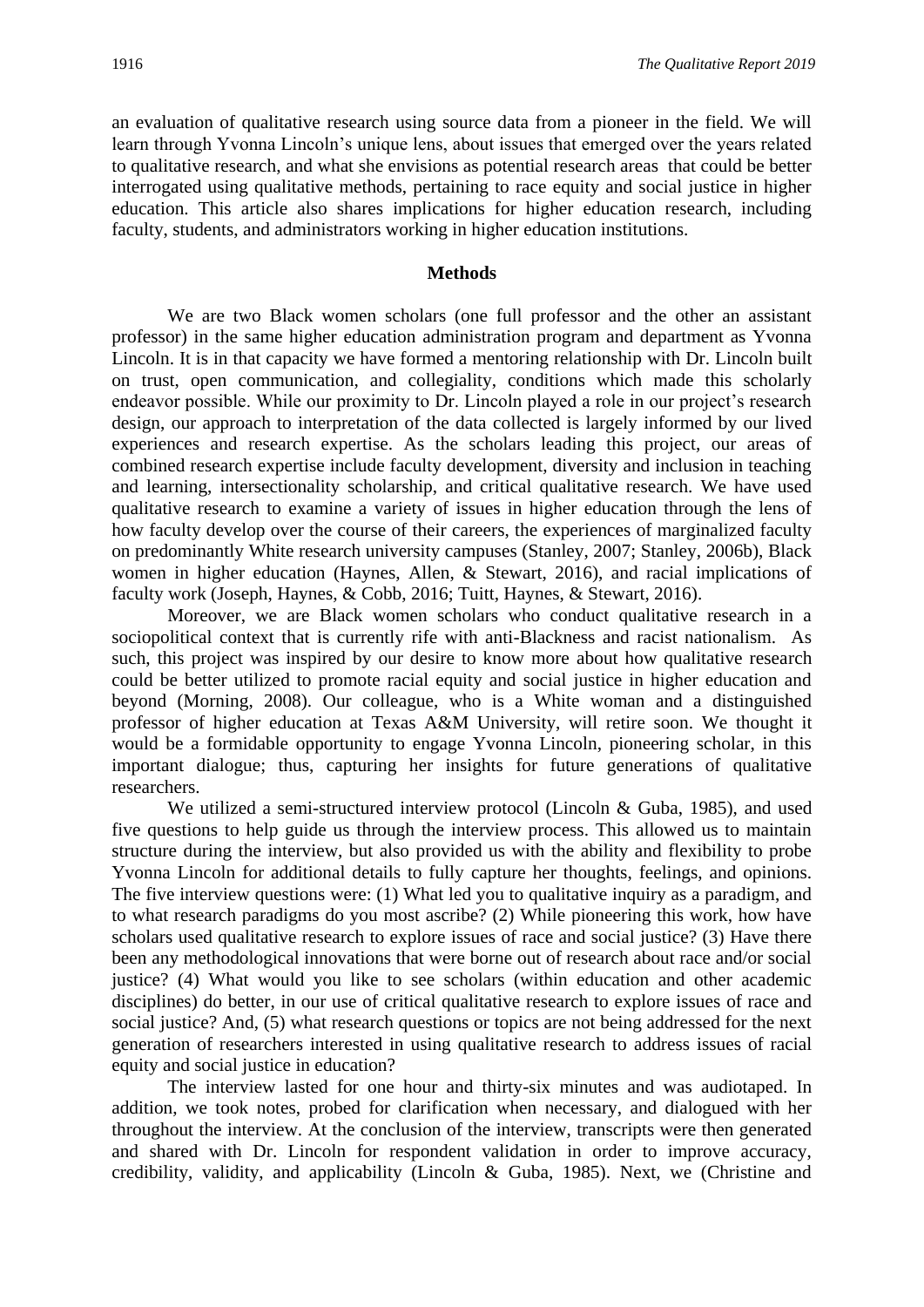an evaluation of qualitative research using source data from a pioneer in the field. We will learn through Yvonna Lincoln's unique lens, about issues that emerged over the years related to qualitative research, and what she envisions as potential research areas that could be better interrogated using qualitative methods, pertaining to race equity and social justice in higher education. This article also shares implications for higher education research, including faculty, students, and administrators working in higher education institutions.

## Methods

We are two Black women scholars (one full professor and the other an assistant professor) in the same higher education administration program and department as Yvonna Lincoln. It is in that capacity we have formed a mentoring relationship with Dr. Lincoln built on trust, open communication, and collegiality, conditions which made this scholarly endeavor possible. While our proximity to Dr. Lincoln played a role in our project's research design, our approach to interpretation of the data collected is largely informed by our lived experiences and research expertise. As the scholars leading this project, our areas of combined research expertise include faculty development, diversity and inclusion in teaching and learning, intersectionality scholarship, and critical qualitative research. We have used qualitative research to examine a variety of issues in higher education through the lens of how faculty develop over the course of their careers, the experiences of marginalized faculty on predominantly White research university campuses (Stanley, 2007; Stanley, 2006b), Black women in higher education (Haynes, Allen, & Stewart, 2016), and racial implications of faculty work (Joseph, Haynes, & Cobb, 2016; Tuitt, Haynes, & Stewart, 2016).

Moreover, we are Black women scholars who conduct qualitative research in a sociopolitical context that is currently rife with anti-Blackness and racist nationalism. As such, this project was inspired by our desire to know more about how qualitative research could be better utilized to promote racial equity and social justice in higher education and beyond (Morning, 2008). Our colleague, who is a White woman and a distinguished professor of higher education at Texas A&M University, will retire soon. We thought it would be a formidable opportunity to engage Yvonna Lincoln, pioneering scholar, in this important dialogue; thus, capturing her insights for future generations of qualitative researchers.

We utilized a semi-structured interview protocol (Lincoln & Guba, 1985), and used five questions to help guide us through the interview process. This allowed us to maintain structure during the interview, but also provided us with the ability and flexibility to probe Yvonna Lincoln for additional details to fully capture her thoughts, feelings, and opinions. The five interview questions were: (1) What led you to qualitative inquiry as a paradigm, and to what research paradigms do you most ascribe? (2) While pioneering this work, how have scholars used qualitative research to explore issues of race and social justice? (3) Have there been any methodological innovations that were borne out of research about race and/or social justice? (4) What would you like to see scholars (within education and other academic disciplines) do better, in our use of critical qualitative research to explore issues of race and social justice? And, (5) what research questions or topics are not being addressed for the next generation of researchers interested in using qualitative research to address issues of racial equity and social justice in education?

The interview lasted for one hour and thirty-six minutes and was audiotaped. In addition, we took notes, probed for clarification when necessary, and dialogued with her throughout the interview. At the conclusion of the interview, transcripts were then generated and shared with Dr. Lincoln for respondent validation in order to improve accuracy, credibility, validity, and applicability (Lincoln & Guba, 1985). Next, we (Christine and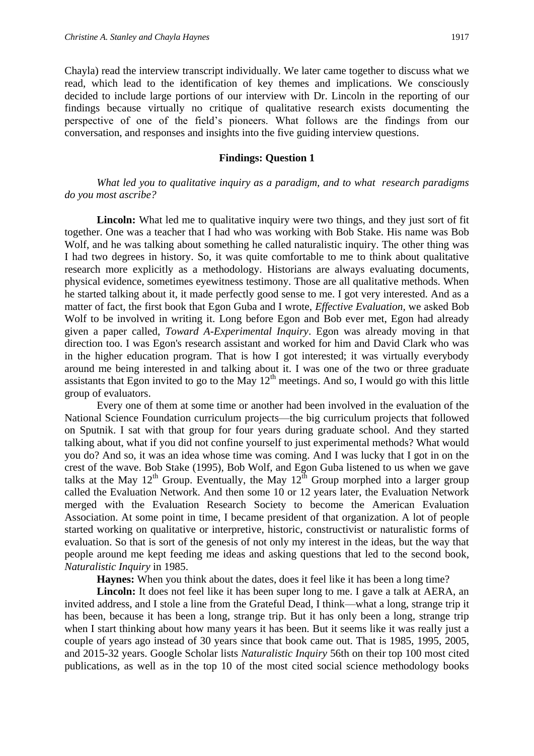Chayla) read the interview transcript individually. We later came together to discuss what we read, which lead to the identification of key themes and implications. We consciously decided to include large portions of our interview with Dr. Lincoln in the reporting of our findings because virtually no critique of qualitative research exists documenting the perspective of one of the field's pioneers. What follows are the findings from our conversation, and responses and insights into the five guiding interview questions.

## Findings: Question 1

*What led you to qualitative inquiry as a paradigm, and to what research paradigms do you most ascribe?*

**Lincoln:** What led me to qualitative inquiry were two things, and they just sort of fit together. One was a teacher that I had who was working with Bob Stake. His name was Bob Wolf, and he was talking about something he called naturalistic inquiry. The other thing was I had two degrees in history. So, it was quite comfortable to me to think about qualitative research more explicitly as a methodology. Historians are always evaluating documents, physical evidence, sometimes eyewitness testimony. Those are all qualitative methods. When he started talking about it, it made perfectly good sense to me. I got very interested. And as a matter of fact, the first book that Egon Guba and I wrote, *Effective Evaluation*, we asked Bob Wolf to be involved in writing it. Long before Egon and Bob ever met, Egon had already given a paper called, *Toward A-Experimental Inquiry*. Egon was already moving in that direction too. I was Egon's research assistant and worked for him and David Clark who was in the higher education program. That is how I got interested; it was virtually everybody around me being interested in and talking about it. I was one of the two or three graduate assistants that Egon invited to go to the May 12th meetings. And so, I would go with this little group of evaluators.

Every one of them at some time or another had been involved in the evaluation of the National Science Foundation curriculum projects—the big curriculum projects that followed on Sputnik. I sat with that group for four years during graduate school. And they started talking about, what if you did not confine yourself to just experimental methods? What would you do? And so, it was an idea whose time was coming. And I was lucky that I got in on the crest of the wave. Bob Stake (1995), Bob Wolf, and Egon Guba listened to us when we gave talks at the May 12th Group. Eventually, the May 12th Group morphed into a larger group called the Evaluation Network. And then some 10 or 12 years later, the Evaluation Network merged with the Evaluation Research Society to become the American Evaluation Association. At some point in time, I became president of that organization. A lot of people started working on qualitative or interpretive, historic, constructivist or naturalistic forms of evaluation. So that is sort of the genesis of not only my interest in the ideas, but the way that people around me kept feeding me ideas and asking questions that led to the second book, *Naturalistic Inquiry* in 1985.

**Haynes:** When you think about the dates, does it feel like it has been a long time?

**Lincoln:** It does not feel like it has been super long to me. I gave a talk at AERA, an invited address, and I stole a line from the Grateful Dead, I think—what a long, strange trip it has been, because it has been a long, strange trip. But it has only been a long, strange trip when I start thinking about how many years it has been. But it seems like it was really just a couple of years ago instead of 30 years since that book came out. That is 1985, 1995, 2005, and 2015-32 years. Google Scholar lists *Naturalistic Inquiry* 56th on their top 100 most cited publications, as well as in the top 10 of the most cited social science methodology books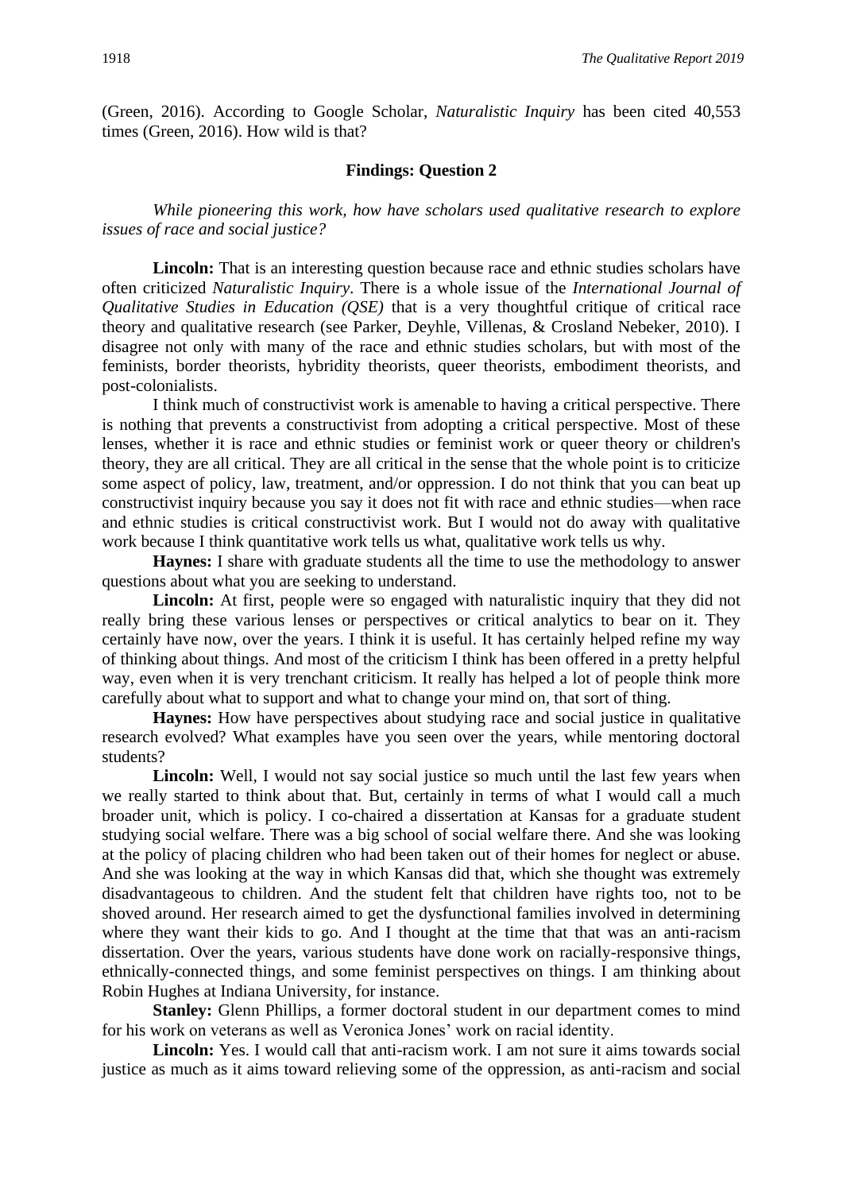(Green, 2016). According to Google Scholar, *Naturalistic Inquiry* has been cited 40,553 times (Green, 2016). How wild is that?

## Findings: Question 2

*While pioneering this work, how have scholars used qualitative research to explore issues of race and social justice?*

**Lincoln:** That is an interesting question because race and ethnic studies scholars have often criticized *Naturalistic Inquiry*. There is a whole issue of the *International Journal of Qualitative Studies in Education (QSE)* that is a very thoughtful critique of critical race theory and qualitative research (see Parker, Deyhle, Villenas, & Crosland Nebeker, 2010). I disagree not only with many of the race and ethnic studies scholars, but with most of the feminists, border theorists, hybridity theorists, queer theorists, embodiment theorists, and post-colonialists.

I think much of constructivist work is amenable to having a critical perspective. There is nothing that prevents a constructivist from adopting a critical perspective. Most of these lenses, whether it is race and ethnic studies or feminist work or queer theory or children's theory, they are all critical. They are all critical in the sense that the whole point is to criticize some aspect of policy, law, treatment, and/or oppression. I do not think that you can beat up constructivist inquiry because you say it does not fit with race and ethnic studies—when race and ethnic studies is critical constructivist work. But I would not do away with qualitative work because I think quantitative work tells us what, qualitative work tells us why.

**Haynes:** I share with graduate students all the time to use the methodology to answer questions about what you are seeking to understand.

**Lincoln:** At first, people were so engaged with naturalistic inquiry that they did not really bring these various lenses or perspectives or critical analytics to bear on it. They certainly have now, over the years. I think it is useful. It has certainly helped refine my way of thinking about things. And most of the criticism I think has been offered in a pretty helpful way, even when it is very trenchant criticism. It really has helped a lot of people think more carefully about what to support and what to change your mind on, that sort of thing.

**Haynes:** How have perspectives about studying race and social justice in qualitative research evolved? What examples have you seen over the years, while mentoring doctoral students?

**Lincoln:** Well, I would not say social justice so much until the last few years when we really started to think about that. But, certainly in terms of what I would call a much broader unit, which is policy. I co-chaired a dissertation at Kansas for a graduate student studying social welfare. There was a big school of social welfare there. And she was looking at the policy of placing children who had been taken out of their homes for neglect or abuse. And she was looking at the way in which Kansas did that, which she thought was extremely disadvantageous to children. And the student felt that children have rights too, not to be shoved around. Her research aimed to get the dysfunctional families involved in determining where they want their kids to go. And I thought at the time that that was an anti-racism dissertation. Over the years, various students have done work on racially-responsive things, ethnically-connected things, and some feminist perspectives on things. I am thinking about Robin Hughes at Indiana University, for instance.

**Stanley:** Glenn Phillips, a former doctoral student in our department comes to mind for his work on veterans as well as Veronica Jones' work on racial identity.

**Lincoln:** Yes. I would call that anti-racism work. I am not sure it aims towards social justice as much as it aims toward relieving some of the oppression, as anti-racism and social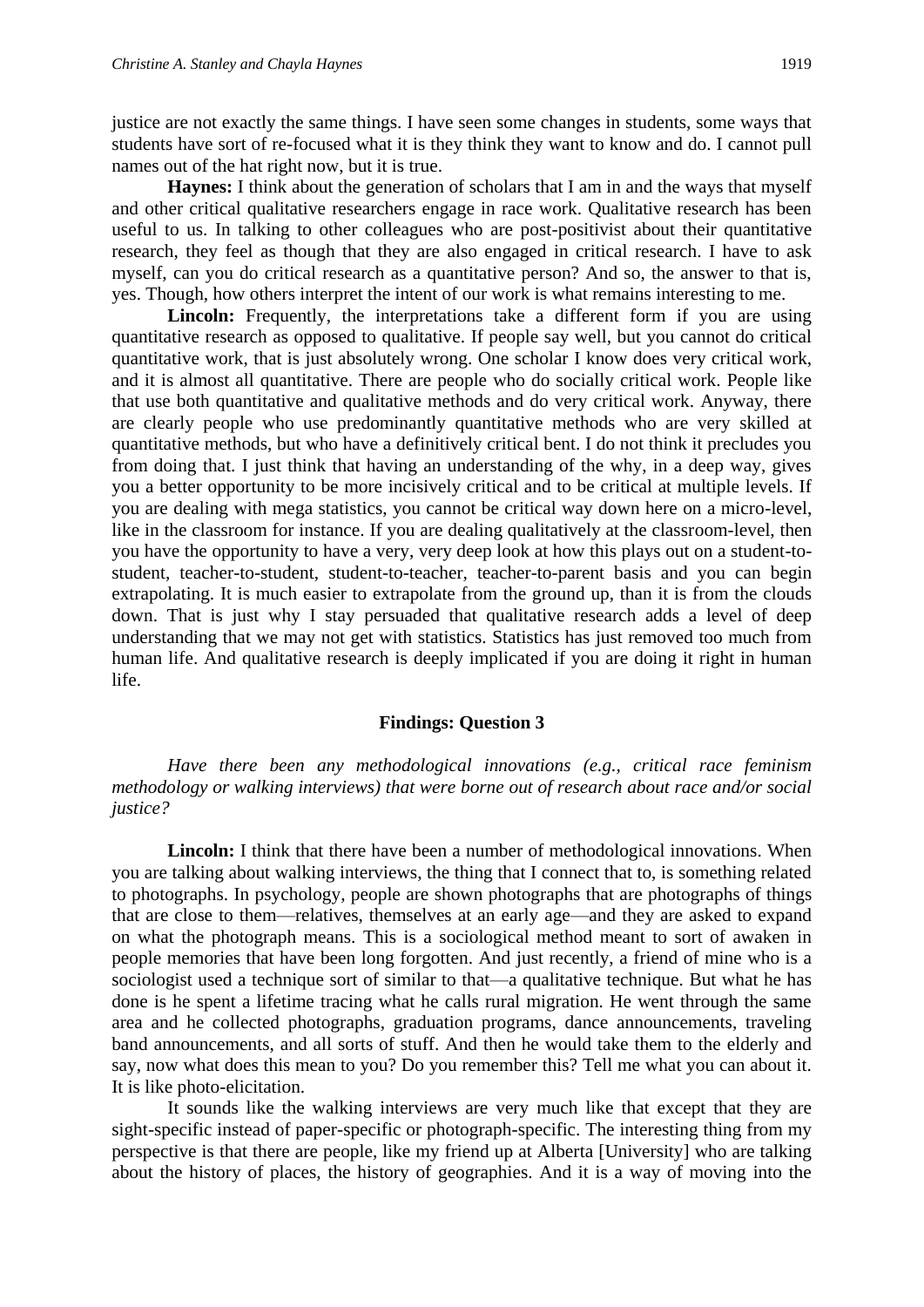justice are not exactly the same things. I have seen some changes in students, some ways that students have sort of re-focused what it is they think they want to know and do. I cannot pull names out of the hat right now, but it is true.

**Haynes:** I think about the generation of scholars that I am in and the ways that myself and other critical qualitative researchers engage in race work. Qualitative research has been useful to us. In talking to other colleagues who are post-positivist about their quantitative research, they feel as though that they are also engaged in critical research. I have to ask myself, can you do critical research as a quantitative person? And so, the answer to that is, yes. Though, how others interpret the intent of our work is what remains interesting to me.

**Lincoln:** Frequently, the interpretations take a different form if you are using quantitative research as opposed to qualitative. If people say well, but you cannot do critical quantitative work, that is just absolutely wrong. One scholar I know does very critical work, and it is almost all quantitative. There are people who do socially critical work. People like that use both quantitative and qualitative methods and do very critical work. Anyway, there are clearly people who use predominantly quantitative methods who are very skilled at quantitative methods, but who have a definitively critical bent. I do not think it precludes you from doing that. I just think that having an understanding of the why, in a deep way, gives you a better opportunity to be more incisively critical and to be critical at multiple levels. If you are dealing with mega statistics, you cannot be critical way down here on a micro-level, like in the classroom for instance. If you are dealing qualitatively at the classroom-level, then you have the opportunity to have a very, very deep look at how this plays out on a student-to-student, teacher-to-student, student-to-teacher, teacher-to-parent basis and you can begin extrapolating. It is much easier to extrapolate from the ground up, than it is from the clouds down. That is just why I stay persuaded that qualitative research adds a level of deep understanding that we may not get with statistics. Statistics has just removed too much from human life. And qualitative research is deeply implicated if you are doing it right in human life.

### Findings: Question 3

*Have there been any methodological innovations (e.g., critical race feminism methodology or walking interviews) that were borne out of research about race and/or social justice?*

**Lincoln:** I think that there have been a number of methodological innovations. When you are talking about walking interviews, the thing that I connect that to, is something related to photographs. In psychology, people are shown photographs that are photographs of things that are close to them—relatives, themselves at an early age—and they are asked to expand on what the photograph means. This is a sociological method meant to sort of awaken in people memories that have been long forgotten. And just recently, a friend of mine who is a sociologist used a technique sort of similar to that—a qualitative technique. But what he has done is he spent a lifetime tracing what he calls rural migration. He went through the same area and he collected photographs, graduation programs, dance announcements, traveling band announcements, and all sorts of stuff. And then he would take them to the elderly and say, now what does this mean to you? Do you remember this? Tell me what you can about it. It is like photo-elicitation.

It sounds like the walking interviews are very much like that except that they are sight-specific instead of paper-specific or photograph-specific. The interesting thing from my perspective is that there are people, like my friend up at Alberta [University] who are talking about the history of places, the history of geographies. And it is a way of moving into the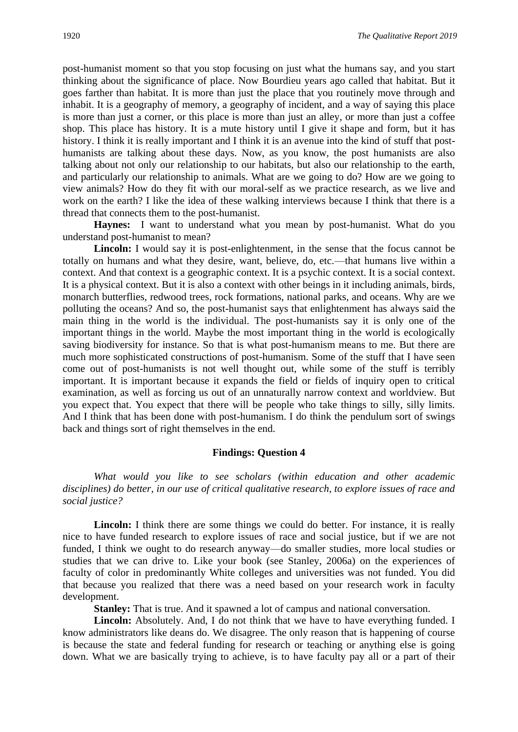post-humanist moment so that you stop focusing on just what the humans say, and you start thinking about the significance of place. Now Bourdieu years ago called that habitat. But it goes farther than habitat. It is more than just the place that you routinely move through and inhabit. It is a geography of memory, a geography of incident, and a way of saying this place is more than just a corner, or this place is more than just an alley, or more than just a coffee shop. This place has history. It is a mute history until I give it shape and form, but it has history. I think it is really important and I think it is an avenue into the kind of stuff that post-humanists are talking about these days. Now, as you know, the post humanists are also talking about not only our relationship to our habitats, but also our relationship to the earth, and particularly our relationship to animals. What are we going to do? How are we going to view animals? How do they fit with our moral-self as we practice research, as we live and work on the earth? I like the idea of these walking interviews because I think that there is a thread that connects them to the post-humanist.

**Haynes:** I want to understand what you mean by post-humanist. What do you understand post-humanist to mean?

**Lincoln:** I would say it is post-enlightenment, in the sense that the focus cannot be totally on humans and what they desire, want, believe, do, etc.—that humans live within a context. And that context is a geographic context. It is a psychic context. It is a social context. It is a physical context. But it is also a context with other beings in it including animals, birds, monarch butterflies, redwood trees, rock formations, national parks, and oceans. Why are we polluting the oceans? And so, the post-humanist says that enlightenment has always said the main thing in the world is the individual. The post-humanists say it is only one of the important things in the world. Maybe the most important thing in the world is ecologically saving biodiversity for instance. So that is what post-humanism means to me. But there are much more sophisticated constructions of post-humanism. Some of the stuff that I have seen come out of post-humanists is not well thought out, while some of the stuff is terribly important. It is important because it expands the field or fields of inquiry open to critical examination, as well as forcing us out of an unnaturally narrow context and worldview. But you expect that. You expect that there will be people who take things to silly, silly limits. And I think that has been done with post-humanism. I do think the pendulum sort of swings back and things sort of right themselves in the end.

## Findings: Question 4

*What would you like to see scholars (within education and other academic disciplines) do better, in our use of critical qualitative research, to explore issues of race and social justice?*

**Lincoln:** I think there are some things we could do better. For instance, it is really nice to have funded research to explore issues of race and social justice, but if we are not funded, I think we ought to do research anyway—do smaller studies, more local studies or studies that we can drive to. Like your book (see Stanley, 2006a) on the experiences of faculty of color in predominantly White colleges and universities was not funded. You did that because you realized that there was a need based on your research work in faculty development.

**Stanley:** That is true. And it spawned a lot of campus and national conversation.

**Lincoln:** Absolutely. And, I do not think that we have to have everything funded. I know administrators like deans do. We disagree. The only reason that is happening of course is because the state and federal funding for research or teaching or anything else is going down. What we are basically trying to achieve, is to have faculty pay all or a part of their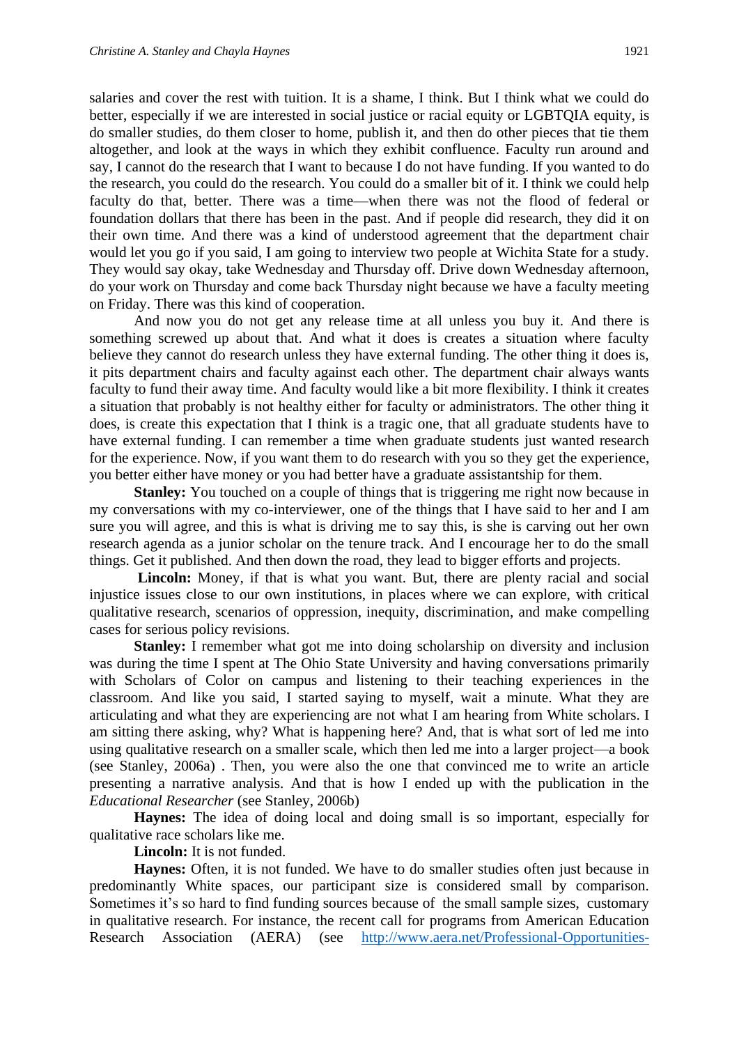salaries and cover the rest with tuition. It is a shame, I think. But I think what we could do better, especially if we are interested in social justice or racial equity or LGBTQIA equity, is do smaller studies, do them closer to home, publish it, and then do other pieces that tie them altogether, and look at the ways in which they exhibit confluence. Faculty run around and say, I cannot do the research that I want to because I do not have funding. If you wanted to do the research, you could do the research. You could do a smaller bit of it. I think we could help faculty do that, better. There was a time—when there was not the flood of federal or foundation dollars that there has been in the past. And if people did research, they did it on their own time. And there was a kind of understood agreement that the department chair would let you go if you said, I am going to interview two people at Wichita State for a study. They would say okay, take Wednesday and Thursday off. Drive down Wednesday afternoon, do your work on Thursday and come back Thursday night because we have a faculty meeting on Friday. There was this kind of cooperation.

And now you do not get any release time at all unless you buy it. And there is something screwed up about that. And what it does is creates a situation where faculty believe they cannot do research unless they have external funding. The other thing it does is, it pits department chairs and faculty against each other. The department chair always wants faculty to fund their away time. And faculty would like a bit more flexibility. I think it creates a situation that probably is not healthy either for faculty or administrators. The other thing it does, is create this expectation that I think is a tragic one, that all graduate students have to have external funding. I can remember a time when graduate students just wanted research for the experience. Now, if you want them to do research with you so they get the experience, you better either have money or you had better have a graduate assistantship for them.

**Stanley:** You touched on a couple of things that is triggering me right now because in my conversations with my co-interviewer, one of the things that I have said to her and I am sure you will agree, and this is what is driving me to say this, is she is carving out her own research agenda as a junior scholar on the tenure track. And I encourage her to do the small things. Get it published. And then down the road, they lead to bigger efforts and projects.

**Lincoln:** Money, if that is what you want. But, there are plenty racial and social injustice issues close to our own institutions, in places where we can explore, with critical qualitative research, scenarios of oppression, inequity, discrimination, and make compelling cases for serious policy revisions.

**Stanley:** I remember what got me into doing scholarship on diversity and inclusion was during the time I spent at The Ohio State University and having conversations primarily with Scholars of Color on campus and listening to their teaching experiences in the classroom. And like you said, I started saying to myself, wait a minute. What they are articulating and what they are experiencing are not what I am hearing from White scholars. I am sitting there asking, why? What is happening here? And, that is what sort of led me into using qualitative research on a smaller scale, which then led me into a larger project—a book (see Stanley, 2006a) . Then, you were also the one that convinced me to write an article presenting a narrative analysis. And that is how I ended up with the publication in the *Educational Researcher* (see Stanley, 2006b)

**Haynes:** The idea of doing local and doing small is so important, especially for qualitative race scholars like me.

**Lincoln:** It is not funded.

**Haynes:** Often, it is not funded. We have to do smaller studies often just because in predominantly White spaces, our participant size is considered small by comparison. Sometimes it's so hard to find funding sources because of the small sample sizes, customary in qualitative research. For instance, the recent call for programs from American Education Research Association (AERA) (see http://www.aera.net/Professional-Opportunities-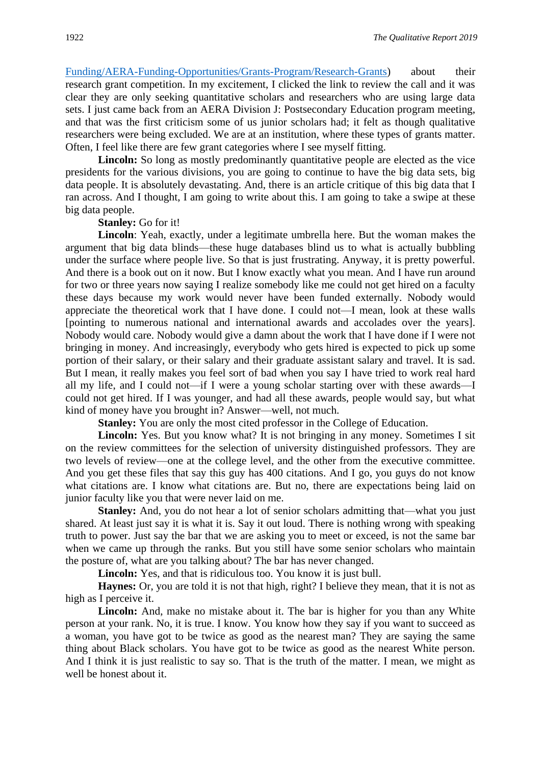Funding/AERA-Funding-Opportunities/Grants-Program/Research-Grants) about their research grant competition. In my excitement, I clicked the link to review the call and it was clear they are only seeking quantitative scholars and researchers who are using large data sets. I just came back from an AERA Division J: Postsecondary Education program meeting, and that was the first criticism some of us junior scholars had; it felt as though qualitative researchers were being excluded. We are at an institution, where these types of grants matter. Often, I feel like there are few grant categories where I see myself fitting.

**Lincoln:** So long as mostly predominantly quantitative people are elected as the vice presidents for the various divisions, you are going to continue to have the big data sets, big data people. It is absolutely devastating. And, there is an article critique of this big data that I ran across. And I thought, I am going to write about this. I am going to take a swipe at these big data people.

**Stanley:** Go for it!

**Lincoln**: Yeah, exactly, under a legitimate umbrella here. But the woman makes the argument that big data blinds—these huge databases blind us to what is actually bubbling under the surface where people live. So that is just frustrating. Anyway, it is pretty powerful. And there is a book out on it now. But I know exactly what you mean. And I have run around for two or three years now saying I realize somebody like me could not get hired on a faculty these days because my work would never have been funded externally. Nobody would appreciate the theoretical work that I have done. I could not—I mean, look at these walls [pointing to numerous national and international awards and accolades over the years]. Nobody would care. Nobody would give a damn about the work that I have done if I were not bringing in money. And increasingly, everybody who gets hired is expected to pick up some portion of their salary, or their salary and their graduate assistant salary and travel. It is sad. But I mean, it really makes you feel sort of bad when you say I have tried to work real hard all my life, and I could not—if I were a young scholar starting over with these awards—I could not get hired. If I was younger, and had all these awards, people would say, but what kind of money have you brought in? Answer—well, not much.

**Stanley:** You are only the most cited professor in the College of Education.

**Lincoln:** Yes. But you know what? It is not bringing in any money. Sometimes I sit on the review committees for the selection of university distinguished professors. They are two levels of review—one at the college level, and the other from the executive committee. And you get these files that say this guy has 400 citations. And I go, you guys do not know what citations are. I know what citations are. But no, there are expectations being laid on junior faculty like you that were never laid on me.

**Stanley:** And, you do not hear a lot of senior scholars admitting that—what you just shared. At least just say it is what it is. Say it out loud. There is nothing wrong with speaking truth to power. Just say the bar that we are asking you to meet or exceed, is not the same bar when we came up through the ranks. But you still have some senior scholars who maintain the posture of, what are you talking about? The bar has never changed.

**Lincoln:** Yes, and that is ridiculous too. You know it is just bull.

**Haynes:** Or, you are told it is not that high, right? I believe they mean, that it is not as high as I perceive it.

**Lincoln:** And, make no mistake about it. The bar is higher for you than any White person at your rank. No, it is true. I know. You know how they say if you want to succeed as a woman, you have got to be twice as good as the nearest man? They are saying the same thing about Black scholars. You have got to be twice as good as the nearest White person. And I think it is just realistic to say so. That is the truth of the matter. I mean, we might as well be honest about it.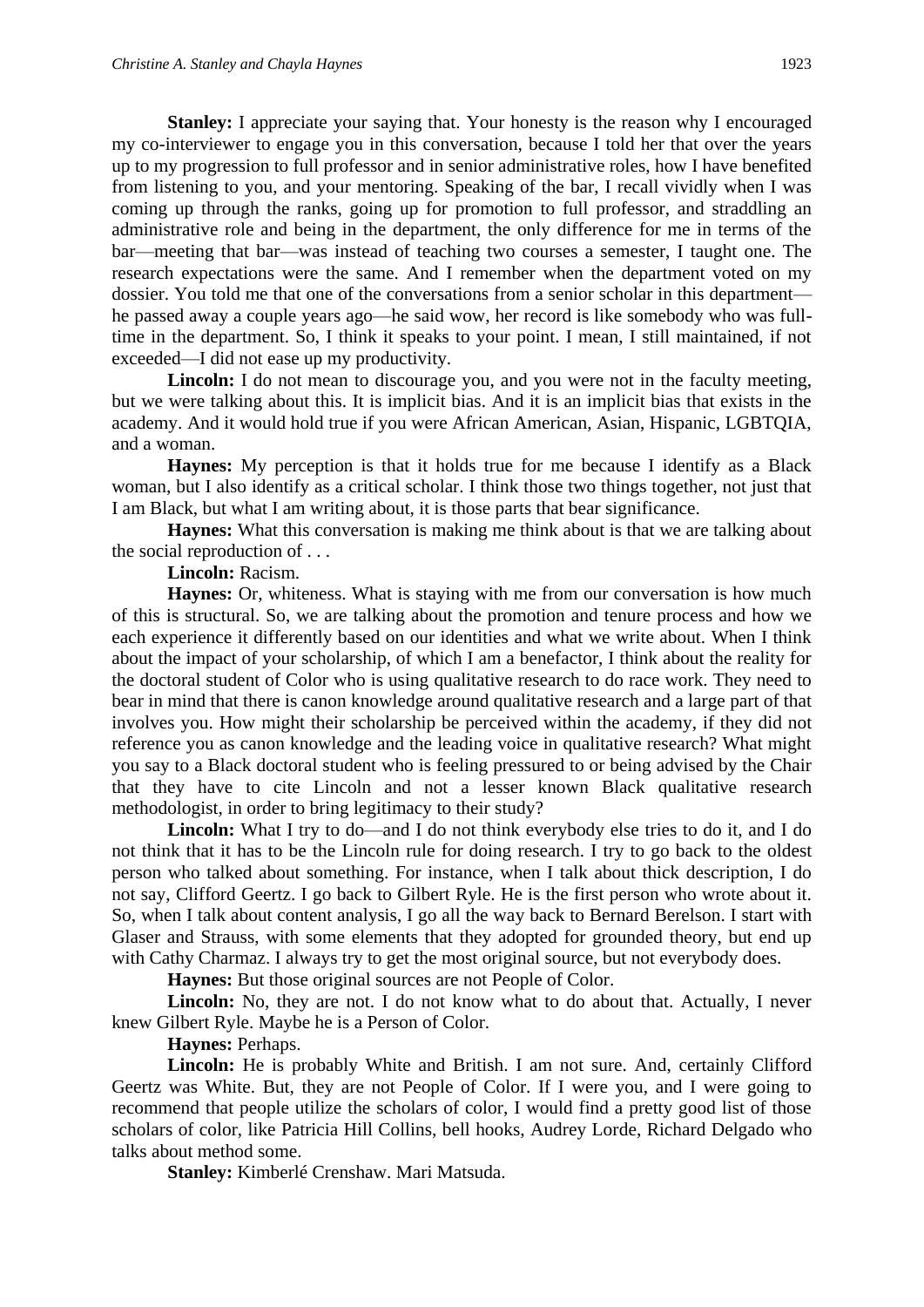**Stanley:** I appreciate your saying that. Your honesty is the reason why I encouraged my co-interviewer to engage you in this conversation, because I told her that over the years up to my progression to full professor and in senior administrative roles, how I have benefited from listening to you, and your mentoring. Speaking of the bar, I recall vividly when I was coming up through the ranks, going up for promotion to full professor, and straddling an administrative role and being in the department, the only difference for me in terms of the bar—meeting that bar—was instead of teaching two courses a semester, I taught one. The research expectations were the same. And I remember when the department voted on my dossier. You told me that one of the conversations from a senior scholar in this department—he passed away a couple years ago—he said wow, her record is like somebody who was full-time in the department. So, I think it speaks to your point. I mean, I still maintained, if not exceeded—I did not ease up my productivity.

**Lincoln:** I do not mean to discourage you, and you were not in the faculty meeting, but we were talking about this. It is implicit bias. And it is an implicit bias that exists in the academy. And it would hold true if you were African American, Asian, Hispanic, LGBTQIA, and a woman.

**Haynes:** My perception is that it holds true for me because I identify as a Black woman, but I also identify as a critical scholar. I think those two things together, not just that I am Black, but what I am writing about, it is those parts that bear significance.

**Haynes:** What this conversation is making me think about is that we are talking about the social reproduction of . . .

**Lincoln:** Racism.

**Haynes:** Or, whiteness. What is staying with me from our conversation is how much of this is structural. So, we are talking about the promotion and tenure process and how we each experience it differently based on our identities and what we write about. When I think about the impact of your scholarship, of which I am a benefactor, I think about the reality for the doctoral student of Color who is using qualitative research to do race work. They need to bear in mind that there is canon knowledge around qualitative research and a large part of that involves you. How might their scholarship be perceived within the academy, if they did not reference you as canon knowledge and the leading voice in qualitative research? What might you say to a Black doctoral student who is feeling pressured to or being advised by the Chair that they have to cite Lincoln and not a lesser known Black qualitative research methodologist, in order to bring legitimacy to their study?

**Lincoln:** What I try to do—and I do not think everybody else tries to do it, and I do not think that it has to be the Lincoln rule for doing research. I try to go back to the oldest person who talked about something. For instance, when I talk about thick description, I do not say, Clifford Geertz. I go back to Gilbert Ryle. He is the first person who wrote about it. So, when I talk about content analysis, I go all the way back to Bernard Berelson. I start with Glaser and Strauss, with some elements that they adopted for grounded theory, but end up with Cathy Charmaz. I always try to get the most original source, but not everybody does.

**Haynes:** But those original sources are not People of Color.

**Lincoln:** No, they are not. I do not know what to do about that. Actually, I never knew Gilbert Ryle. Maybe he is a Person of Color.

**Haynes:** Perhaps.

**Lincoln:** He is probably White and British. I am not sure. And, certainly Clifford Geertz was White. But, they are not People of Color. If I were you, and I were going to recommend that people utilize the scholars of color, I would find a pretty good list of those scholars of color, like Patricia Hill Collins, bell hooks, Audrey Lorde, Richard Delgado who talks about method some.

**Stanley:** Kimberlé Crenshaw. Mari Matsuda.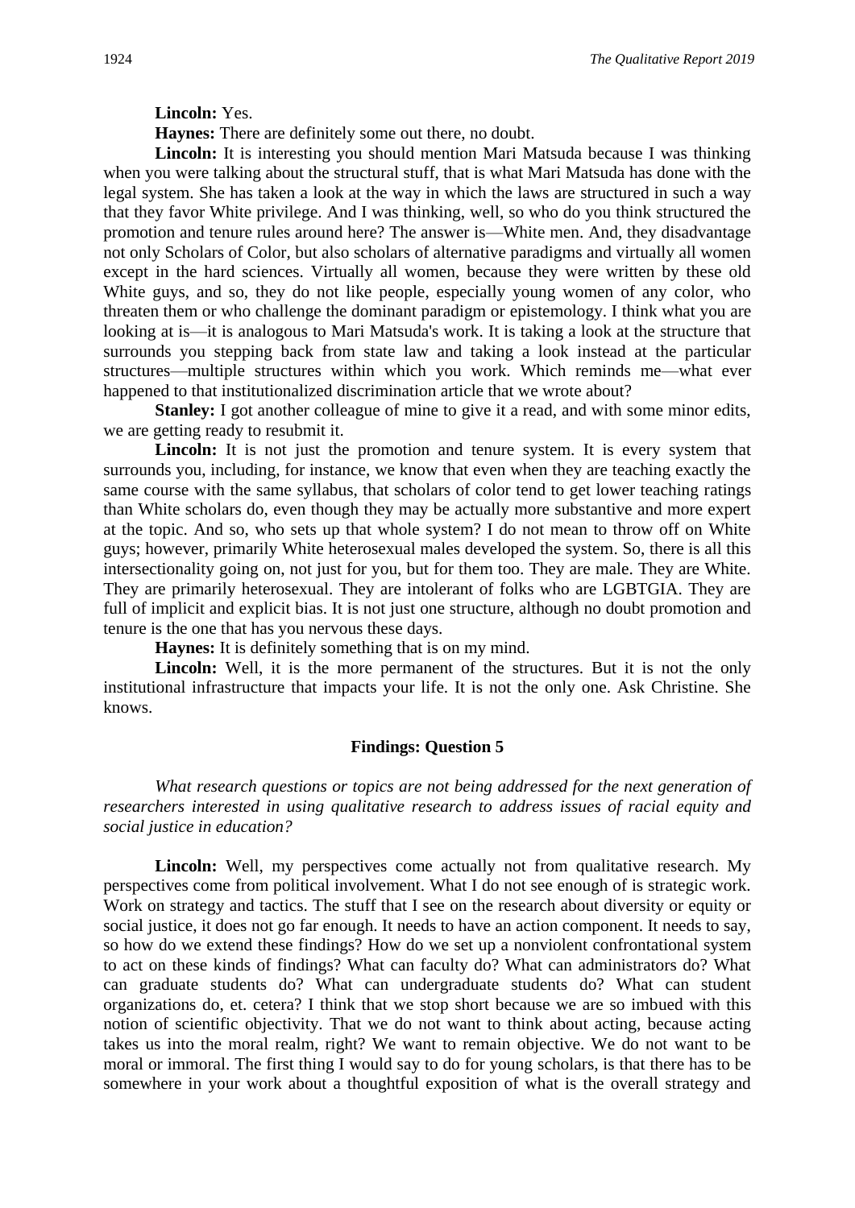**Lincoln:** Yes.

**Haynes:** There are definitely some out there, no doubt.

**Lincoln:** It is interesting you should mention Mari Matsuda because I was thinking when you were talking about the structural stuff, that is what Mari Matsuda has done with the legal system. She has taken a look at the way in which the laws are structured in such a way that they favor White privilege. And I was thinking, well, so who do you think structured the promotion and tenure rules around here? The answer is—White men. And, they disadvantage not only Scholars of Color, but also scholars of alternative paradigms and virtually all women except in the hard sciences. Virtually all women, because they were written by these old White guys, and so, they do not like people, especially young women of any color, who threaten them or who challenge the dominant paradigm or epistemology. I think what you are looking at is—it is analogous to Mari Matsuda's work. It is taking a look at the structure that surrounds you stepping back from state law and taking a look instead at the particular structures—multiple structures within which you work. Which reminds me—what ever happened to that institutionalized discrimination article that we wrote about?

**Stanley:** I got another colleague of mine to give it a read, and with some minor edits, we are getting ready to resubmit it.

**Lincoln:** It is not just the promotion and tenure system. It is every system that surrounds you, including, for instance, we know that even when they are teaching exactly the same course with the same syllabus, that scholars of color tend to get lower teaching ratings than White scholars do, even though they may be actually more substantive and more expert at the topic. And so, who sets up that whole system? I do not mean to throw off on White guys; however, primarily White heterosexual males developed the system. So, there is all this intersectionality going on, not just for you, but for them too. They are male. They are White. They are primarily heterosexual. They are intolerant of folks who are LGBTGIA. They are full of implicit and explicit bias. It is not just one structure, although no doubt promotion and tenure is the one that has you nervous these days.

**Haynes:** It is definitely something that is on my mind.

**Lincoln:** Well, it is the more permanent of the structures. But it is not the only institutional infrastructure that impacts your life. It is not the only one. Ask Christine. She knows.

## Findings: Question 5

*What research questions or topics are not being addressed for the next generation of researchers interested in using qualitative research to address issues of racial equity and social justice in education?*

**Lincoln:** Well, my perspectives come actually not from qualitative research. My perspectives come from political involvement. What I do not see enough of is strategic work. Work on strategy and tactics. The stuff that I see on the research about diversity or equity or social justice, it does not go far enough. It needs to have an action component. It needs to say, so how do we extend these findings? How do we set up a nonviolent confrontational system to act on these kinds of findings? What can faculty do? What can administrators do? What can graduate students do? What can undergraduate students do? What can student organizations do, et. cetera? I think that we stop short because we are so imbued with this notion of scientific objectivity. That we do not want to think about acting, because acting takes us into the moral realm, right? We want to remain objective. We do not want to be moral or immoral. The first thing I would say to do for young scholars, is that there has to be somewhere in your work about a thoughtful exposition of what is the overall strategy and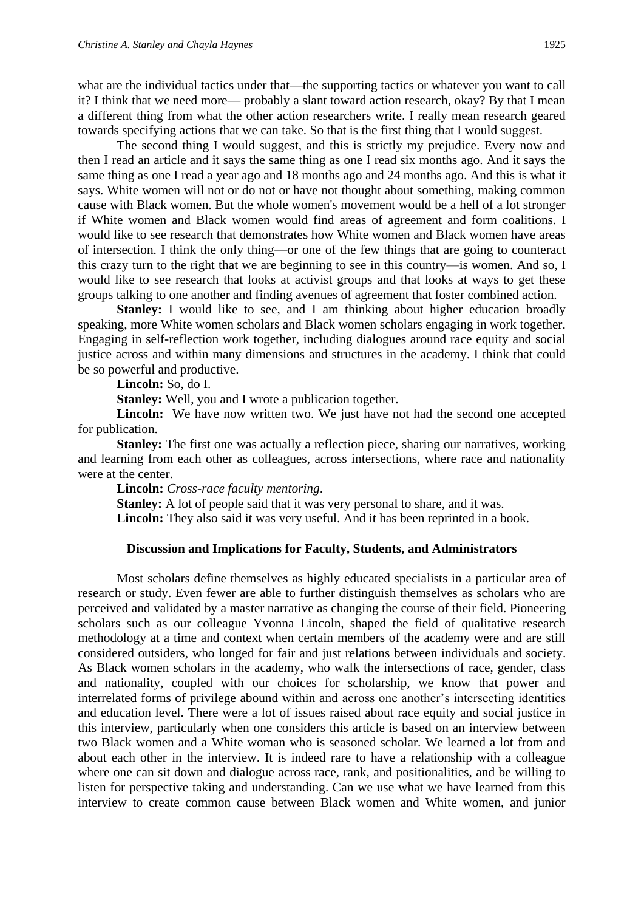what are the individual tactics under that—the supporting tactics or whatever you want to call it? I think that we need more— probably a slant toward action research, okay? By that I mean a different thing from what the other action researchers write. I really mean research geared towards specifying actions that we can take. So that is the first thing that I would suggest.

The second thing I would suggest, and this is strictly my prejudice. Every now and then I read an article and it says the same thing as one I read six months ago. And it says the same thing as one I read a year ago and 18 months ago and 24 months ago. And this is what it says. White women will not or do not or have not thought about something, making common cause with Black women. But the whole women's movement would be a hell of a lot stronger if White women and Black women would find areas of agreement and form coalitions. I would like to see research that demonstrates how White women and Black women have areas of intersection. I think the only thing—or one of the few things that are going to counteract this crazy turn to the right that we are beginning to see in this country—is women. And so, I would like to see research that looks at activist groups and that looks at ways to get these groups talking to one another and finding avenues of agreement that foster combined action.

**Stanley:** I would like to see, and I am thinking about higher education broadly speaking, more White women scholars and Black women scholars engaging in work together. Engaging in self-reflection work together, including dialogues around race equity and social justice across and within many dimensions and structures in the academy. I think that could be so powerful and productive.

**Lincoln:** So, do I.

**Stanley:** Well, you and I wrote a publication together.

**Lincoln:** We have now written two. We just have not had the second one accepted for publication.

**Stanley:** The first one was actually a reflection piece, sharing our narratives, working and learning from each other as colleagues, across intersections, where race and nationality were at the center.

**Lincoln:** *Cross-race faculty mentoring*.

**Stanley:** A lot of people said that it was very personal to share, and it was.

**Lincoln:** They also said it was very useful. And it has been reprinted in a book.

## Discussion and Implications for Faculty, Students, and Administrators

Most scholars define themselves as highly educated specialists in a particular area of research or study. Even fewer are able to further distinguish themselves as scholars who are perceived and validated by a master narrative as changing the course of their field. Pioneering scholars such as our colleague Yvonna Lincoln, shaped the field of qualitative research methodology at a time and context when certain members of the academy were and are still considered outsiders, who longed for fair and just relations between individuals and society. As Black women scholars in the academy, who walk the intersections of race, gender, class and nationality, coupled with our choices for scholarship, we know that power and interrelated forms of privilege abound within and across one another's intersecting identities and education level. There were a lot of issues raised about race equity and social justice in this interview, particularly when one considers this article is based on an interview between two Black women and a White woman who is seasoned scholar. We learned a lot from and about each other in the interview. It is indeed rare to have a relationship with a colleague where one can sit down and dialogue across race, rank, and positionalities, and be willing to listen for perspective taking and understanding. Can we use what we have learned from this interview to create common cause between Black women and White women, and junior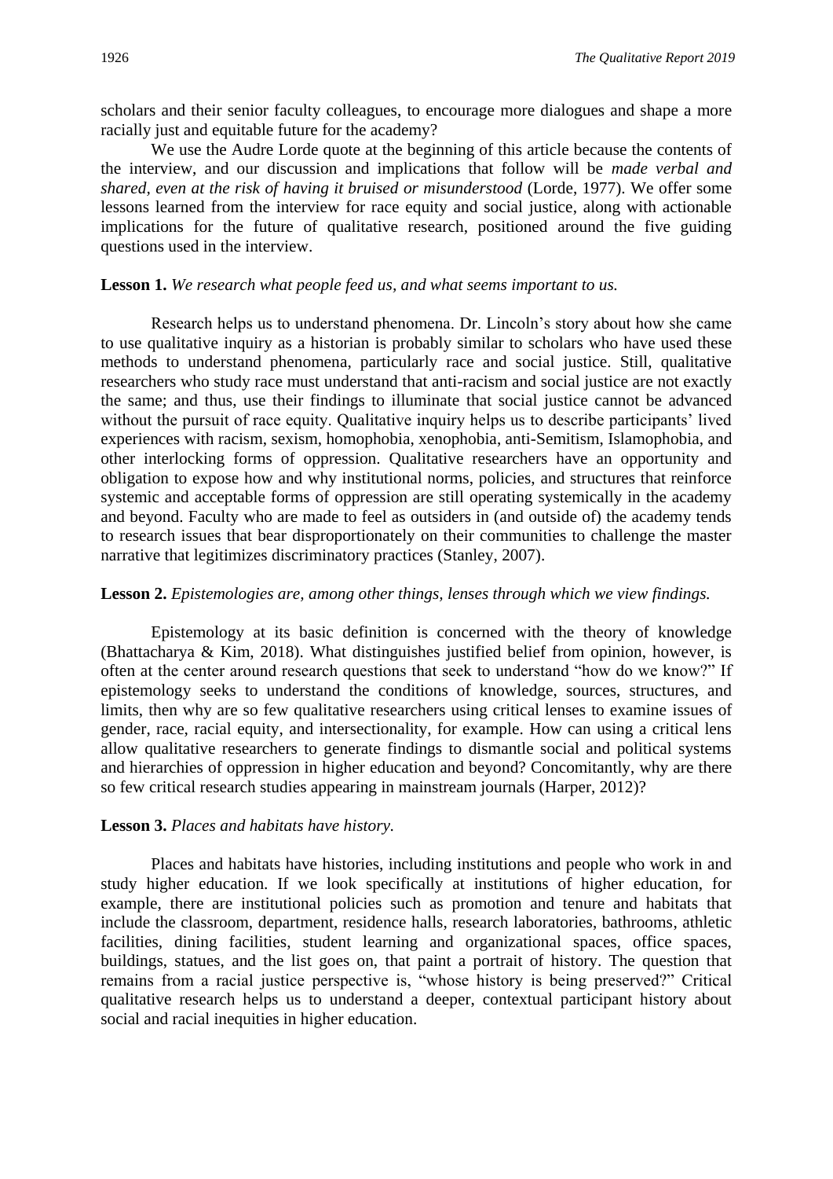scholars and their senior faculty colleagues, to encourage more dialogues and shape a more racially just and equitable future for the academy?

We use the Audre Lorde quote at the beginning of this article because the contents of the interview, and our discussion and implications that follow will be *made verbal and shared, even at the risk of having it bruised or misunderstood* (Lorde, 1977). We offer some lessons learned from the interview for race equity and social justice, along with actionable implications for the future of qualitative research, positioned around the five guiding questions used in the interview.

**Lesson 1.** *We research what people feed us, and what seems important to us.*

Research helps us to understand phenomena. Dr. Lincoln's story about how she came to use qualitative inquiry as a historian is probably similar to scholars who have used these methods to understand phenomena, particularly race and social justice. Still, qualitative researchers who study race must understand that anti-racism and social justice are not exactly the same; and thus, use their findings to illuminate that social justice cannot be advanced without the pursuit of race equity. Qualitative inquiry helps us to describe participants' lived experiences with racism, sexism, homophobia, xenophobia, anti-Semitism, Islamophobia, and other interlocking forms of oppression. Qualitative researchers have an opportunity and obligation to expose how and why institutional norms, policies, and structures that reinforce systemic and acceptable forms of oppression are still operating systemically in the academy and beyond. Faculty who are made to feel as outsiders in (and outside of) the academy tends to research issues that bear disproportionately on their communities to challenge the master narrative that legitimizes discriminatory practices (Stanley, 2007).

**Lesson 2.** *Epistemologies are, among other things, lenses through which we view findings.*

Epistemology at its basic definition is concerned with the theory of knowledge (Bhattacharya & Kim, 2018). What distinguishes justified belief from opinion, however, is often at the center around research questions that seek to understand "how do we know?" If epistemology seeks to understand the conditions of knowledge, sources, structures, and limits, then why are so few qualitative researchers using critical lenses to examine issues of gender, race, racial equity, and intersectionality, for example. How can using a critical lens allow qualitative researchers to generate findings to dismantle social and political systems and hierarchies of oppression in higher education and beyond? Concomitantly, why are there so few critical research studies appearing in mainstream journals (Harper, 2012)?

**Lesson 3.** *Places and habitats have history.*

Places and habitats have histories, including institutions and people who work in and study higher education. If we look specifically at institutions of higher education, for example, there are institutional policies such as promotion and tenure and habitats that include the classroom, department, residence halls, research laboratories, bathrooms, athletic facilities, dining facilities, student learning and organizational spaces, office spaces, buildings, statues, and the list goes on, that paint a portrait of history. The question that remains from a racial justice perspective is, "whose history is being preserved?" Critical qualitative research helps us to understand a deeper, contextual participant history about social and racial inequities in higher education.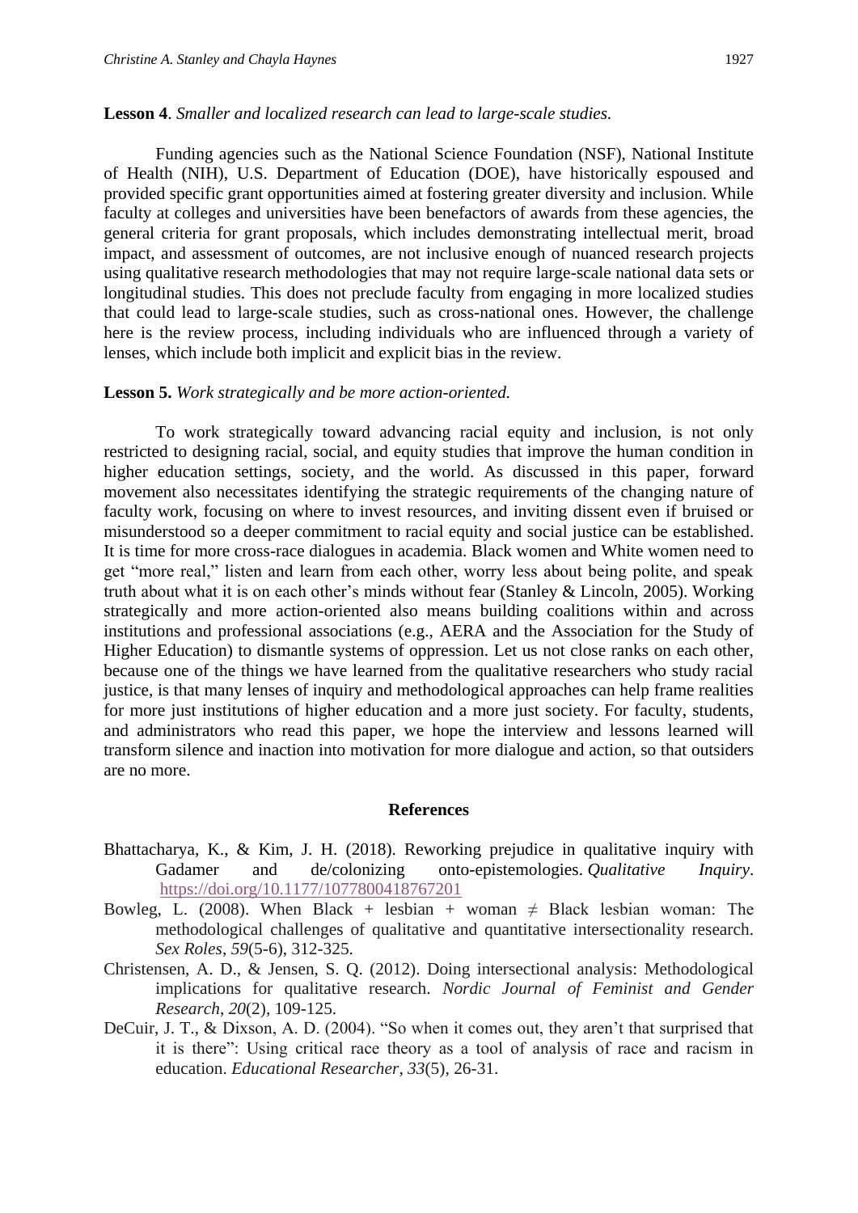**Lesson 4**. *Smaller and localized research can lead to large-scale studies.*

Funding agencies such as the National Science Foundation (NSF), National Institute of Health (NIH), U.S. Department of Education (DOE), have historically espoused and provided specific grant opportunities aimed at fostering greater diversity and inclusion. While faculty at colleges and universities have been benefactors of awards from these agencies, the general criteria for grant proposals, which includes demonstrating intellectual merit, broad impact, and assessment of outcomes, are not inclusive enough of nuanced research projects using qualitative research methodologies that may not require large-scale national data sets or longitudinal studies. This does not preclude faculty from engaging in more localized studies that could lead to large-scale studies, such as cross-national ones. However, the challenge here is the review process, including individuals who are influenced through a variety of lenses, which include both implicit and explicit bias in the review.

**Lesson 5.** *Work strategically and be more action-oriented.*

To work strategically toward advancing racial equity and inclusion, is not only restricted to designing racial, social, and equity studies that improve the human condition in higher education settings, society, and the world. As discussed in this paper, forward movement also necessitates identifying the strategic requirements of the changing nature of faculty work, focusing on where to invest resources, and inviting dissent even if bruised or misunderstood so a deeper commitment to racial equity and social justice can be established. It is time for more cross-race dialogues in academia. Black women and White women need to get "more real," listen and learn from each other, worry less about being polite, and speak truth about what it is on each other's minds without fear (Stanley & Lincoln, 2005). Working strategically and more action-oriented also means building coalitions within and across institutions and professional associations (e.g., AERA and the Association for the Study of Higher Education) to dismantle systems of oppression. Let us not close ranks on each other, because one of the things we have learned from the qualitative researchers who study racial justice, is that many lenses of inquiry and methodological approaches can help frame realities for more just institutions of higher education and a more just society. For faculty, students, and administrators who read this paper, we hope the interview and lessons learned will transform silence and inaction into motivation for more dialogue and action, so that outsiders are no more.

## References

Bhattacharya, K., & Kim, J. H. (2018). Reworking prejudice in qualitative inquiry with Gadamer and de/colonizing onto-epistemologies. *Qualitative Inquiry*. https://doi.org/10.1177/1077800418767201

Bowleg, L. (2008). When Black + lesbian + woman ≠ Black lesbian woman: The methodological challenges of qualitative and quantitative intersectionality research. *Sex Roles*, *59*(5-6), 312-325.

Christensen, A. D., & Jensen, S. Q. (2012). Doing intersectional analysis: Methodological implications for qualitative research. *Nordic Journal of Feminist and Gender Research*, *20*(2), 109-125.

DeCuir, J. T., & Dixson, A. D. (2004). "So when it comes out, they aren't that surprised that it is there": Using critical race theory as a tool of analysis of race and racism in education. *Educational Researcher*, *33*(5), 26-31.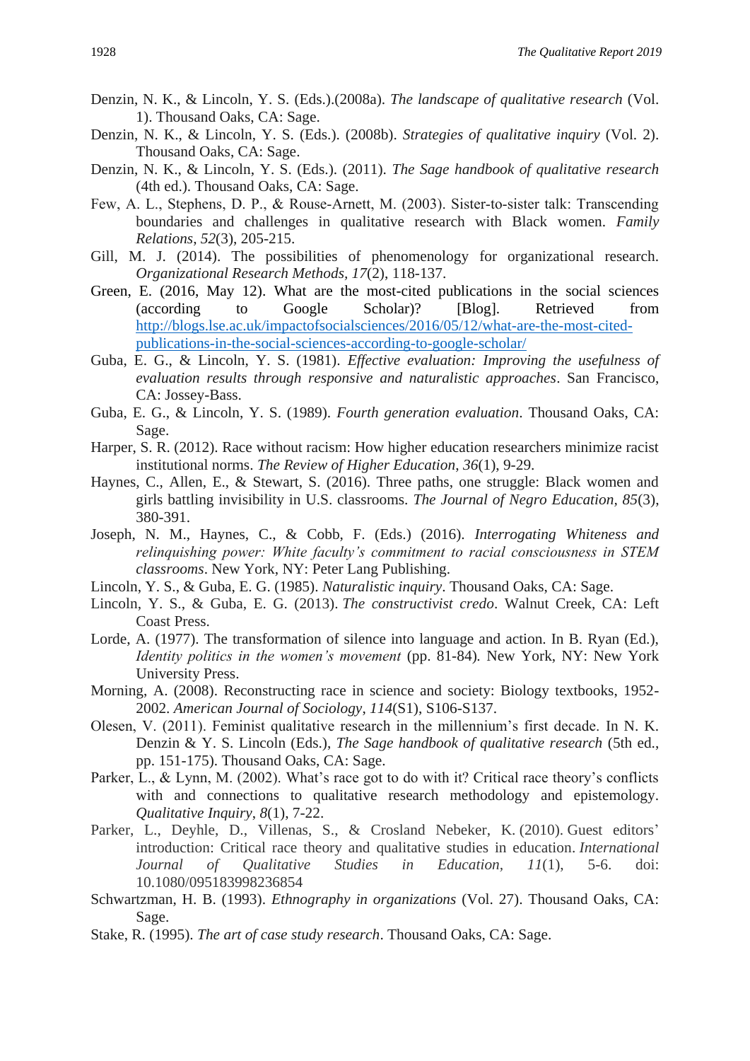Denzin, N. K., & Lincoln, Y. S. (Eds.).(2008a). *The landscape of qualitative research* (Vol. 1). Thousand Oaks, CA: Sage.

Denzin, N. K., & Lincoln, Y. S. (Eds.). (2008b). *Strategies of qualitative inquiry* (Vol. 2). Thousand Oaks, CA: Sage.

Denzin, N. K., & Lincoln, Y. S. (Eds.). (2011). *The Sage handbook of qualitative research* (4th ed.). Thousand Oaks, CA: Sage.

Few, A. L., Stephens, D. P., & Rouse-Arnett, M. (2003). Sister-to-sister talk: Transcending boundaries and challenges in qualitative research with Black women. *Family Relations*, *52*(3), 205-215.

Gill, M. J. (2014). The possibilities of phenomenology for organizational research. *Organizational Research Methods, 17*(2), 118-137.

Green, E. (2016, May 12). What are the most-cited publications in the social sciences (according to Google Scholar)? [Blog]. Retrieved from http://blogs.lse.ac.uk/impactofsocialsciences/2016/05/12/what-are-the-most-cited-publications-in-the-social-sciences-according-to-google-scholar/

Guba, E. G., & Lincoln, Y. S. (1981). *Effective evaluation: Improving the usefulness of evaluation results through responsive and naturalistic approaches*. San Francisco, CA: Jossey-Bass.

Guba, E. G., & Lincoln, Y. S. (1989). *Fourth generation evaluation*. Thousand Oaks, CA: Sage.

Harper, S. R. (2012). Race without racism: How higher education researchers minimize racist institutional norms. *The Review of Higher Education*, *36*(1), 9-29.

Haynes, C., Allen, E., & Stewart, S. (2016). Three paths, one struggle: Black women and girls battling invisibility in U.S. classrooms. *The Journal of Negro Education, 85*(3), 380-391.

Joseph, N. M., Haynes, C., & Cobb, F. (Eds.) (2016). *Interrogating Whiteness and relinquishing power: White faculty's commitment to racial consciousness in STEM classrooms*. New York, NY: Peter Lang Publishing.

Lincoln, Y. S., & Guba, E. G. (1985). *Naturalistic inquiry*. Thousand Oaks, CA: Sage.

Lincoln, Y. S., & Guba, E. G. (2013). *The constructivist credo*. Walnut Creek, CA: Left Coast Press.

Lorde, A. (1977). The transformation of silence into language and action. In B. Ryan (Ed.), *Identity politics in the women's movement* (pp. 81-84). New York, NY: New York University Press.

Morning, A. (2008). Reconstructing race in science and society: Biology textbooks, 1952-2002. *American Journal of Sociology*, *114*(S1), S106-S137.

Olesen, V. (2011). Feminist qualitative research in the millennium's first decade. In N. K. Denzin & Y. S. Lincoln (Eds.), *The Sage handbook of qualitative research* (5th ed., pp. 151-175). Thousand Oaks, CA: Sage.

Parker, L., & Lynn, M. (2002). What's race got to do with it? Critical race theory's conflicts with and connections to qualitative research methodology and epistemology. *Qualitative Inquiry*, *8*(1), 7-22.

Parker, L., Deyhle, D., Villenas, S., & Crosland Nebeker, K. (2010). Guest editors' introduction: Critical race theory and qualitative studies in education. *International Journal of Qualitative Studies in Education*, *11*(1), 5-6. doi: 10.1080/095183998236854

Schwartzman, H. B. (1993). *Ethnography in organizations* (Vol. 27). Thousand Oaks, CA: Sage.

Stake, R. (1995). *The art of case study research*. Thousand Oaks, CA: Sage.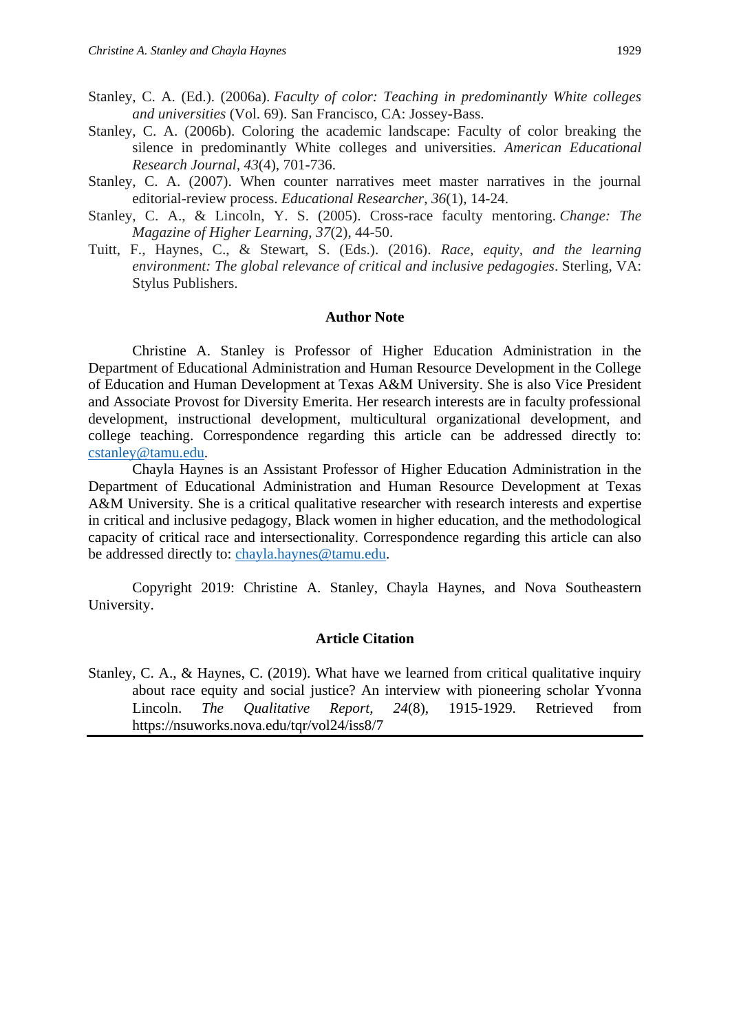Stanley, C. A. (Ed.). (2006a). *Faculty of color: Teaching in predominantly White colleges and universities* (Vol. 69). San Francisco, CA: Jossey-Bass.

Stanley, C. A. (2006b). Coloring the academic landscape: Faculty of color breaking the silence in predominantly White colleges and universities. *American Educational Research Journal*, *43*(4), 701-736.

Stanley, C. A. (2007). When counter narratives meet master narratives in the journal editorial-review process. *Educational Researcher*, *36*(1), 14-24.

Stanley, C. A., & Lincoln, Y. S. (2005). Cross-race faculty mentoring. *Change: The Magazine of Higher Learning*, *37*(2), 44-50.

Tuitt, F., Haynes, C., & Stewart, S. (Eds.). (2016). *Race, equity, and the learning environment: The global relevance of critical and inclusive pedagogies*. Sterling, VA: Stylus Publishers.

## Author Note

Christine A. Stanley is Professor of Higher Education Administration in the Department of Educational Administration and Human Resource Development in the College of Education and Human Development at Texas A&M University. She is also Vice President and Associate Provost for Diversity Emerita. Her research interests are in faculty professional development, instructional development, multicultural organizational development, and college teaching. Correspondence regarding this article can be addressed directly to: cstanley@tamu.edu.

Chayla Haynes is an Assistant Professor of Higher Education Administration in the Department of Educational Administration and Human Resource Development at Texas A&M University. She is a critical qualitative researcher with research interests and expertise in critical and inclusive pedagogy, Black women in higher education, and the methodological capacity of critical race and intersectionality. Correspondence regarding this article can also be addressed directly to: chayla.haynes@tamu.edu.

Copyright 2019: Christine A. Stanley, Chayla Haynes, and Nova Southeastern University.

## Article Citation

Stanley, C. A., & Haynes, C. (2019). What have we learned from critical qualitative inquiry about race equity and social justice? An interview with pioneering scholar Yvonna Lincoln. *The Qualitative Report, 24*(8), 1915-1929. Retrieved from https://nsuworks.nova.edu/tqr/vol24/iss8/7